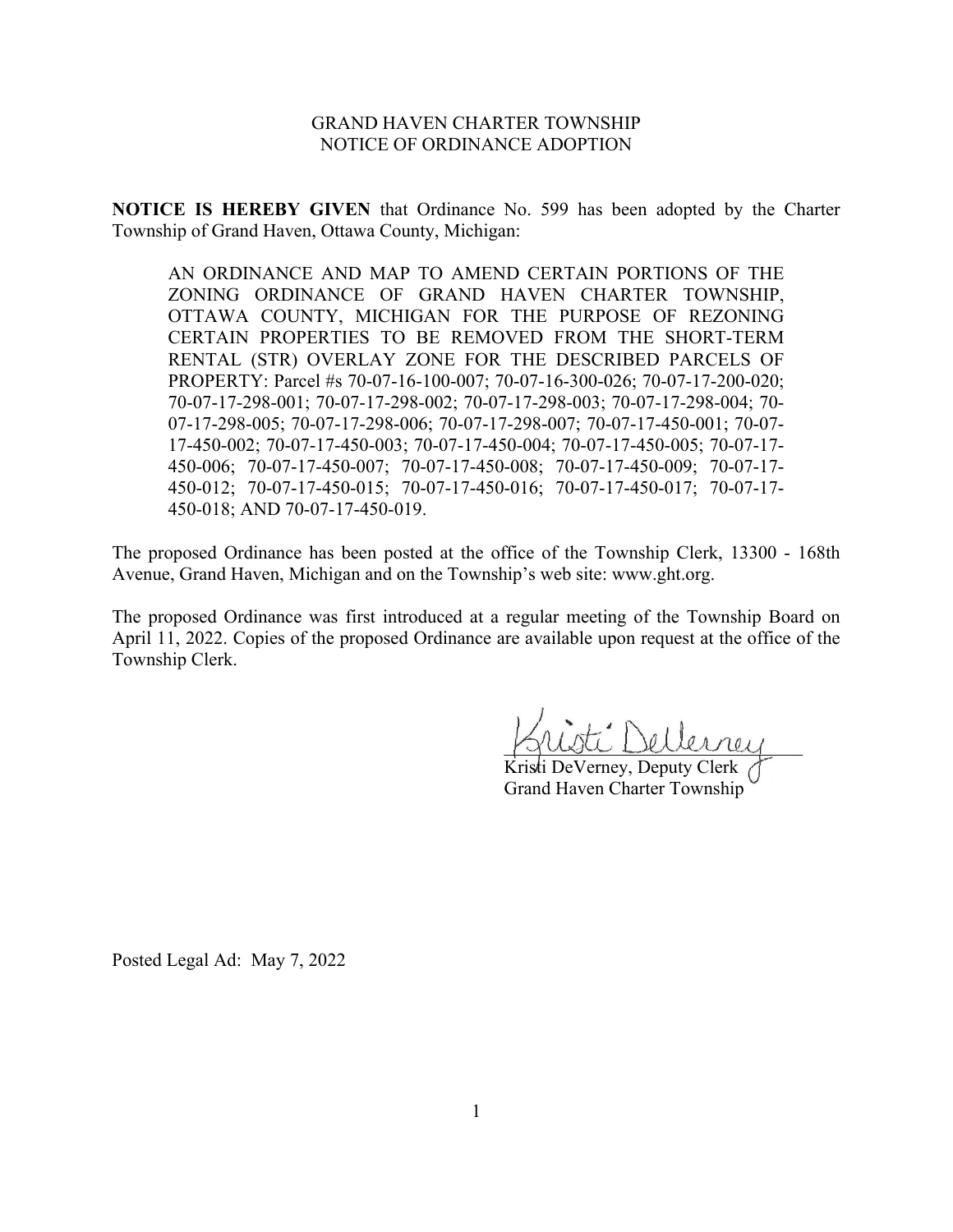GRAND HAVEN CHARTER TOWNSHIP
NOTICE OF ORDINANCE ADOPTION

**NOTICE IS HEREBY GIVEN** that Ordinance No. 599 has been adopted by the Charter Township of Grand Haven, Ottawa County, Michigan:

> AN ORDINANCE AND MAP TO AMEND CERTAIN PORTIONS OF THE ZONING ORDINANCE OF GRAND HAVEN CHARTER TOWNSHIP, OTTAWA COUNTY, MICHIGAN FOR THE PURPOSE OF REZONING CERTAIN PROPERTIES TO BE REMOVED FROM THE SHORT-TERM RENTAL (STR) OVERLAY ZONE FOR THE DESCRIBED PARCELS OF PROPERTY: Parcel #s 70-07-16-100-007; 70-07-16-300-026; 70-07-17-200-020; 70-07-17-298-001; 70-07-17-298-002; 70-07-17-298-003; 70-07-17-298-004; 70-07-17-298-005; 70-07-17-298-006; 70-07-17-298-007; 70-07-17-450-001; 70-07-17-450-002; 70-07-17-450-003; 70-07-17-450-004; 70-07-17-450-005; 70-07-17-450-006; 70-07-17-450-007; 70-07-17-450-008; 70-07-17-450-009; 70-07-17-450-012; 70-07-17-450-015; 70-07-17-450-016; 70-07-17-450-017; 70-07-17-450-018; AND 70-07-17-450-019.

The proposed Ordinance has been posted at the office of the Township Clerk, 13300 - 168th Avenue, Grand Haven, Michigan and on the Township's web site: www.ght.org.

The proposed Ordinance was first introduced at a regular meeting of the Township Board on April 11, 2022. Copies of the proposed Ordinance are available upon request at the office of the Township Clerk.

Kristi DeVerney, Deputy Clerk
Grand Haven Charter Township

Posted Legal Ad: May 7, 2022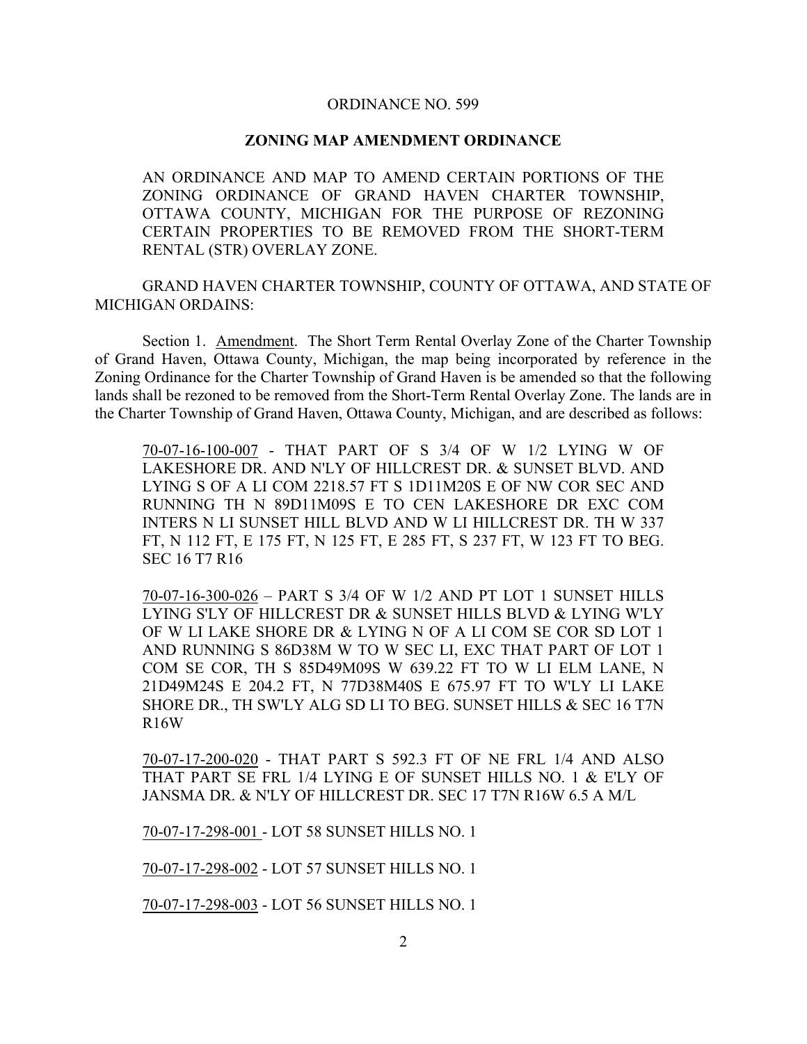ORDINANCE NO. 599

**ZONING MAP AMENDMENT ORDINANCE**

AN ORDINANCE AND MAP TO AMEND CERTAIN PORTIONS OF THE ZONING ORDINANCE OF GRAND HAVEN CHARTER TOWNSHIP, OTTAWA COUNTY, MICHIGAN FOR THE PURPOSE OF REZONING CERTAIN PROPERTIES TO BE REMOVED FROM THE SHORT-TERM RENTAL (STR) OVERLAY ZONE.

GRAND HAVEN CHARTER TOWNSHIP, COUNTY OF OTTAWA, AND STATE OF MICHIGAN ORDAINS:

Section 1. Amendment. The Short Term Rental Overlay Zone of the Charter Township of Grand Haven, Ottawa County, Michigan, the map being incorporated by reference in the Zoning Ordinance for the Charter Township of Grand Haven is be amended so that the following lands shall be rezoned to be removed from the Short-Term Rental Overlay Zone. The lands are in the Charter Township of Grand Haven, Ottawa County, Michigan, and are described as follows:

70-07-16-100-007 - THAT PART OF S 3/4 OF W 1/2 LYING W OF LAKESHORE DR. AND N'LY OF HILLCREST DR. & SUNSET BLVD. AND LYING S OF A LI COM 2218.57 FT S 1D11M20S E OF NW COR SEC AND RUNNING TH N 89D11M09S E TO CEN LAKESHORE DR EXC COM INTERS N LI SUNSET HILL BLVD AND W LI HILLCREST DR. TH W 337 FT, N 112 FT, E 175 FT, N 125 FT, E 285 FT, S 237 FT, W 123 FT TO BEG. SEC 16 T7 R16

70-07-16-300-026 – PART S 3/4 OF W 1/2 AND PT LOT 1 SUNSET HILLS LYING S'LY OF HILLCREST DR & SUNSET HILLS BLVD & LYING W'LY OF W LI LAKE SHORE DR & LYING N OF A LI COM SE COR SD LOT 1 AND RUNNING S 86D38M W TO W SEC LI, EXC THAT PART OF LOT 1 COM SE COR, TH S 85D49M09S W 639.22 FT TO W LI ELM LANE, N 21D49M24S E 204.2 FT, N 77D38M40S E 675.97 FT TO W'LY LI LAKE SHORE DR., TH SW'LY ALG SD LI TO BEG. SUNSET HILLS & SEC 16 T7N R16W

70-07-17-200-020 - THAT PART S 592.3 FT OF NE FRL 1/4 AND ALSO THAT PART SE FRL 1/4 LYING E OF SUNSET HILLS NO. 1 & E'LY OF JANSMA DR. & N'LY OF HILLCREST DR. SEC 17 T7N R16W 6.5 A M/L

70-07-17-298-001 - LOT 58 SUNSET HILLS NO. 1

70-07-17-298-002 - LOT 57 SUNSET HILLS NO. 1

70-07-17-298-003 - LOT 56 SUNSET HILLS NO. 1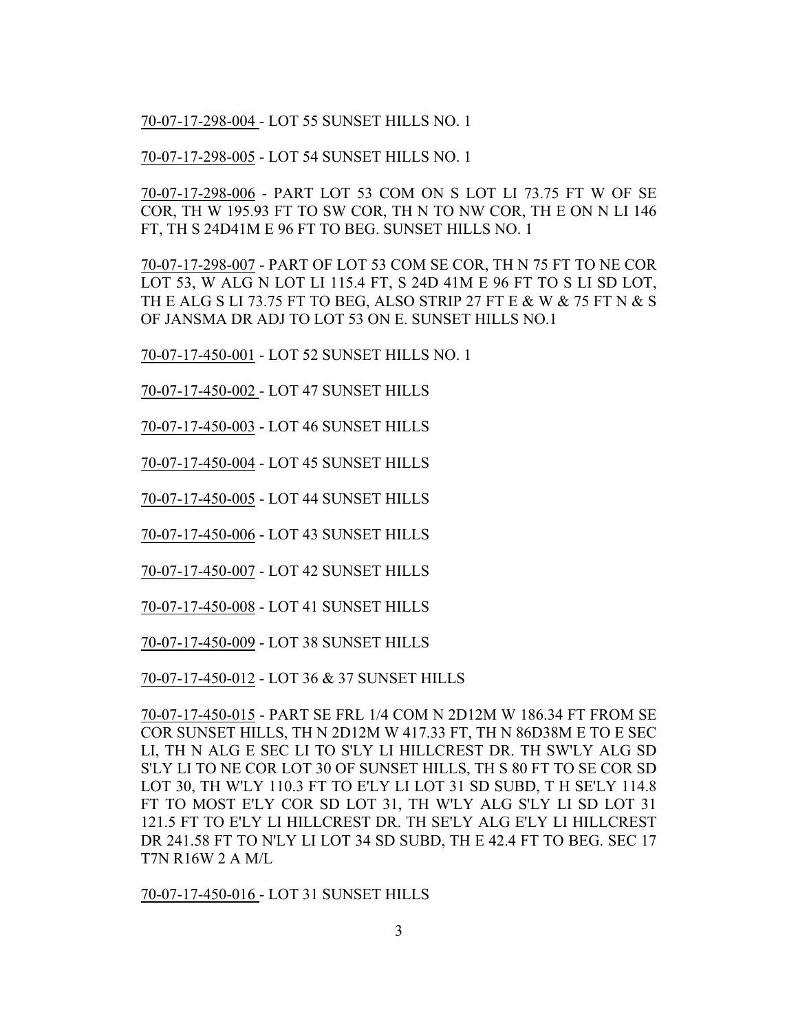70-07-17-298-004 - LOT 55 SUNSET HILLS NO. 1

70-07-17-298-005 - LOT 54 SUNSET HILLS NO. 1

70-07-17-298-006 - PART LOT 53 COM ON S LOT LI 73.75 FT W OF SE COR, TH W 195.93 FT TO SW COR, TH N TO NW COR, TH E ON N LI 146 FT, TH S 24D41M E 96 FT TO BEG. SUNSET HILLS NO. 1

70-07-17-298-007 - PART OF LOT 53 COM SE COR, TH N 75 FT TO NE COR LOT 53, W ALG N LOT LI 115.4 FT, S 24D 41M E 96 FT TO S LI SD LOT, TH E ALG S LI 73.75 FT TO BEG, ALSO STRIP 27 FT E & W & 75 FT N & S OF JANSMA DR ADJ TO LOT 53 ON E. SUNSET HILLS NO.1

70-07-17-450-001 - LOT 52 SUNSET HILLS NO. 1

70-07-17-450-002 - LOT 47 SUNSET HILLS

70-07-17-450-003 - LOT 46 SUNSET HILLS

70-07-17-450-004 - LOT 45 SUNSET HILLS

70-07-17-450-005 - LOT 44 SUNSET HILLS

70-07-17-450-006 - LOT 43 SUNSET HILLS

70-07-17-450-007 - LOT 42 SUNSET HILLS

70-07-17-450-008 - LOT 41 SUNSET HILLS

70-07-17-450-009 - LOT 38 SUNSET HILLS

70-07-17-450-012 - LOT 36 & 37 SUNSET HILLS

70-07-17-450-015 - PART SE FRL 1/4 COM N 2D12M W 186.34 FT FROM SE COR SUNSET HILLS, TH N 2D12M W 417.33 FT, TH N 86D38M E TO E SEC LI, TH N ALG E SEC LI TO S'LY LI HILLCREST DR. TH SW'LY ALG SD S'LY LI TO NE COR LOT 30 OF SUNSET HILLS, TH S 80 FT TO SE COR SD LOT 30, TH W'LY 110.3 FT TO E'LY LI LOT 31 SD SUBD, T H SE'LY 114.8 FT TO MOST E'LY COR SD LOT 31, TH W'LY ALG S'LY LI SD LOT 31 121.5 FT TO E'LY LI HILLCREST DR. TH SE'LY ALG E'LY LI HILLCREST DR 241.58 FT TO N'LY LI LOT 34 SD SUBD, TH E 42.4 FT TO BEG. SEC 17 T7N R16W 2 A M/L

70-07-17-450-016 - LOT 31 SUNSET HILLS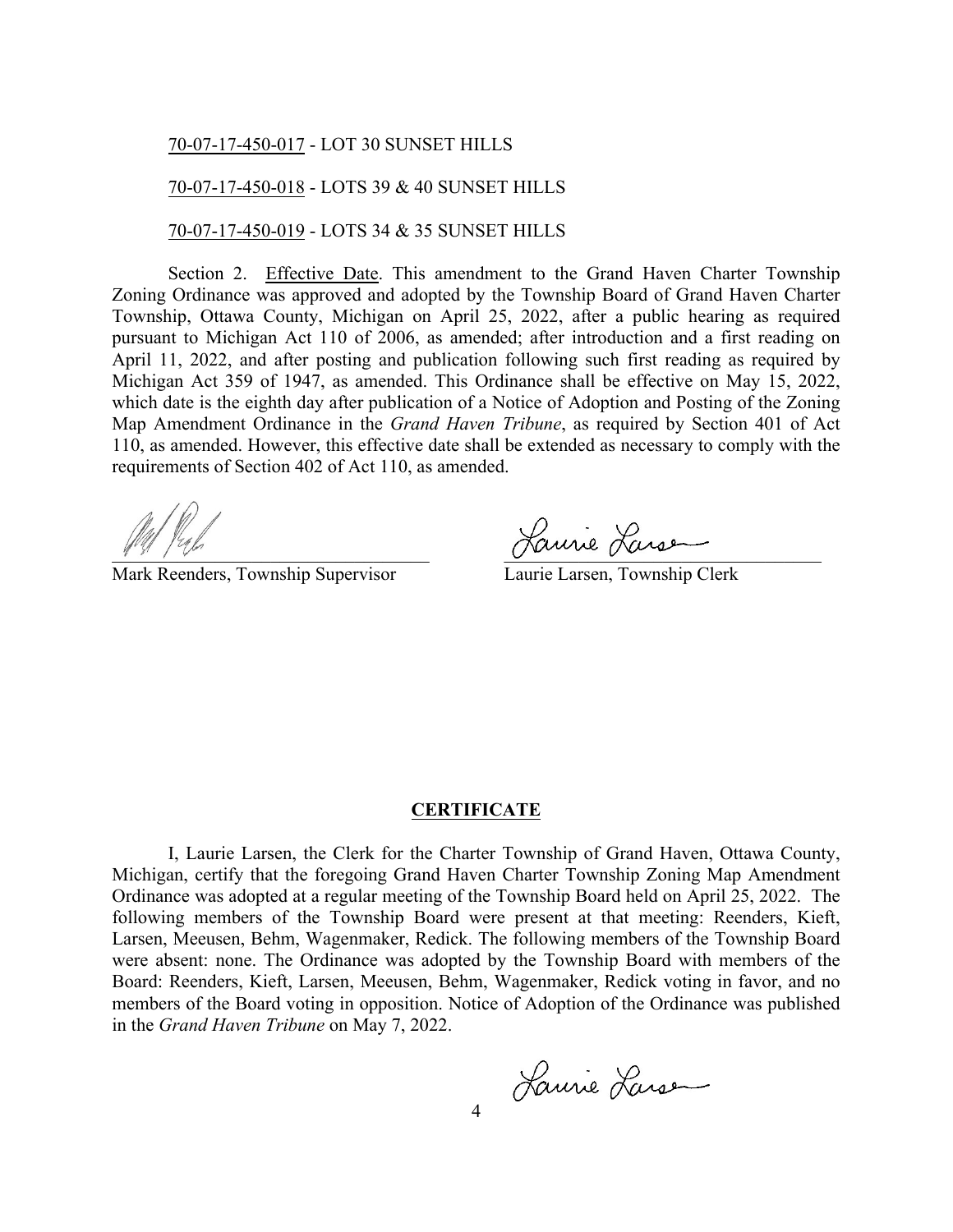70-07-17-450-017 - LOT 30 SUNSET HILLS

70-07-17-450-018 - LOTS 39 & 40 SUNSET HILLS

70-07-17-450-019 - LOTS 34 & 35 SUNSET HILLS

Section 2. Effective Date. This amendment to the Grand Haven Charter Township Zoning Ordinance was approved and adopted by the Township Board of Grand Haven Charter Township, Ottawa County, Michigan on April 25, 2022, after a public hearing as required pursuant to Michigan Act 110 of 2006, as amended; after introduction and a first reading on April 11, 2022, and after posting and publication following such first reading as required by Michigan Act 359 of 1947, as amended. This Ordinance shall be effective on May 15, 2022, which date is the eighth day after publication of a Notice of Adoption and Posting of the Zoning Map Amendment Ordinance in the *Grand Haven Tribune*, as required by Section 401 of Act 110, as amended. However, this effective date shall be extended as necessary to comply with the requirements of Section 402 of Act 110, as amended.

Mark Reenders, Township Supervisor

Laurie Larsen, Township Clerk

**CERTIFICATE**

I, Laurie Larsen, the Clerk for the Charter Township of Grand Haven, Ottawa County, Michigan, certify that the foregoing Grand Haven Charter Township Zoning Map Amendment Ordinance was adopted at a regular meeting of the Township Board held on April 25, 2022. The following members of the Township Board were present at that meeting: Reenders, Kieft, Larsen, Meeusen, Behm, Wagenmaker, Redick. The following members of the Township Board were absent: none. The Ordinance was adopted by the Township Board with members of the Board: Reenders, Kieft, Larsen, Meeusen, Behm, Wagenmaker, Redick voting in favor, and no members of the Board voting in opposition. Notice of Adoption of the Ordinance was published in the *Grand Haven Tribune* on May 7, 2022.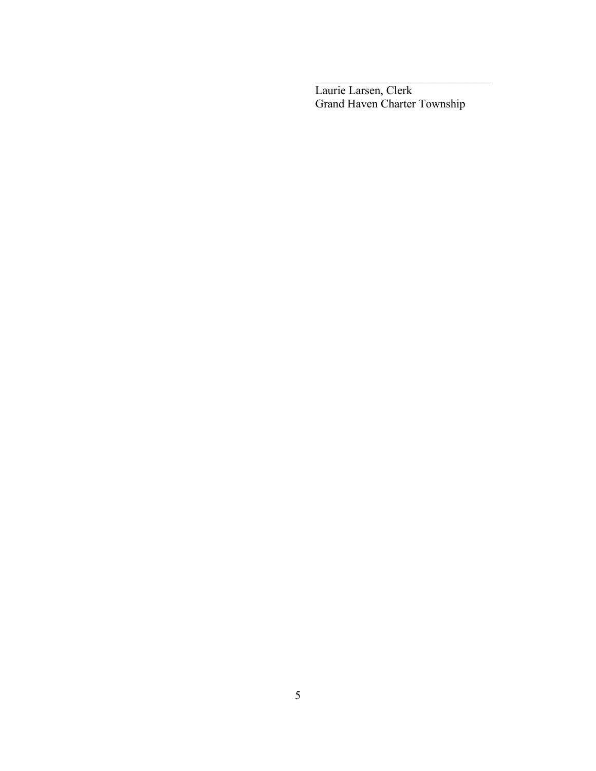\_\_\_\_\_\_\_\_\_\_\_\_\_\_\_\_\_\_\_\_\_\_\_\_\_\_\_\_\_\_

Laurie Larsen, Clerk
Grand Haven Charter Township